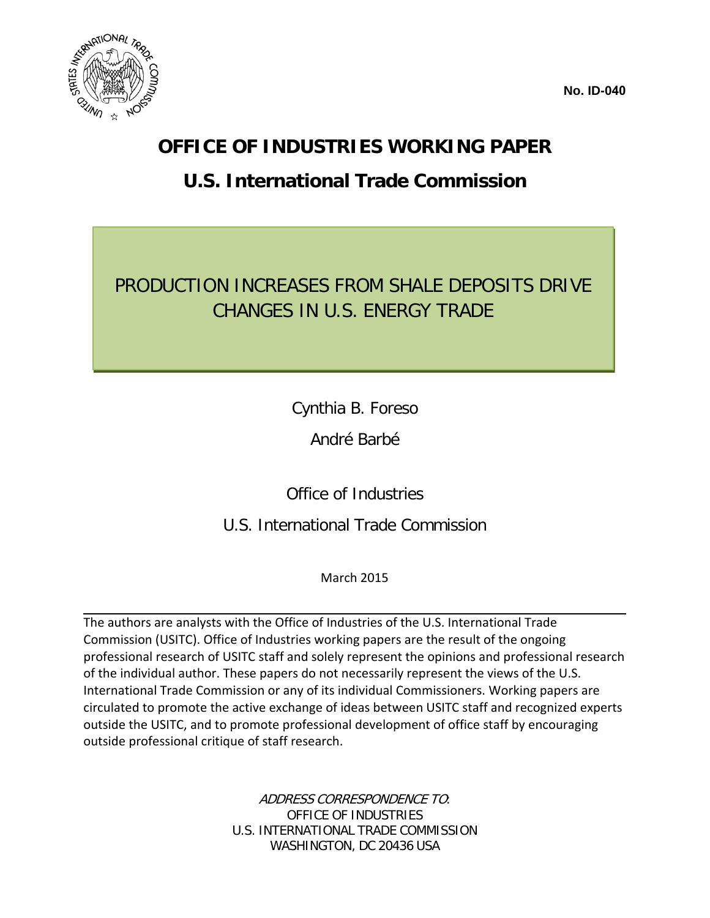No. ID-040

# OFFICE OF INDUSTRIES WORKING PAPER

# U.S. International Trade Commission

## PRODUCTION INCREASES FROM SHALE DEPOSITS DRIVE CHANGES IN U.S. ENERGY TRADE

Cynthia B. Foreso

André Barbé

Office of Industries

U.S. International Trade Commission

March 2015

---

The authors are analysts with the Office of Industries of the U.S. International Trade Commission (USITC). Office of Industries working papers are the result of the ongoing professional research of USITC staff and solely represent the opinions and professional research of the individual author. These papers do not necessarily represent the views of the U.S. International Trade Commission or any of its individual Commissioners. Working papers are circulated to promote the active exchange of ideas between USITC staff and recognized experts outside the USITC, and to promote professional development of office staff by encouraging outside professional critique of staff research.

*ADDRESS CORRESPONDENCE TO*:
OFFICE OF INDUSTRIES
U.S. INTERNATIONAL TRADE COMMISSION
WASHINGTON, DC 20436 USA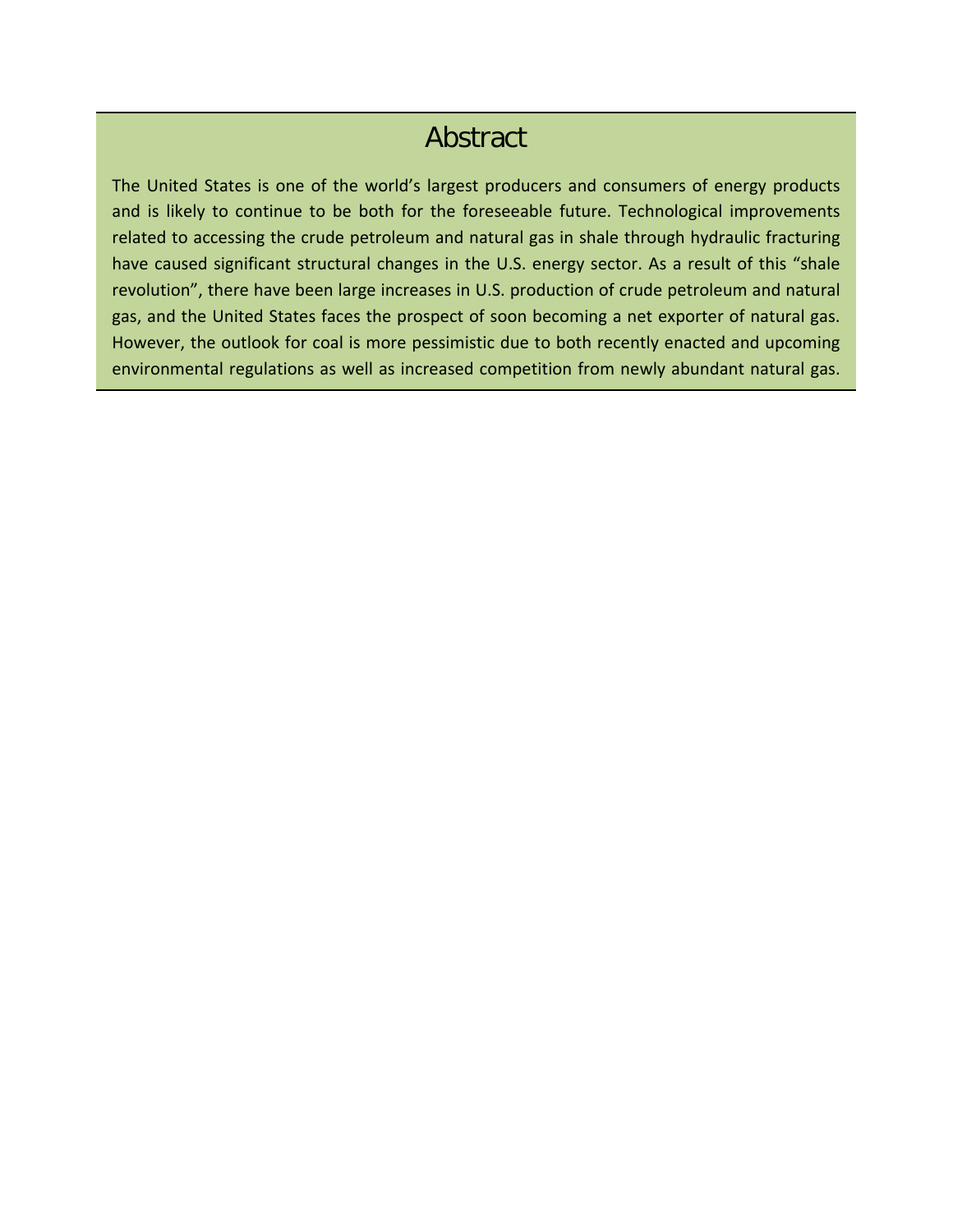# Abstract

The United States is one of the world's largest producers and consumers of energy products and is likely to continue to be both for the foreseeable future. Technological improvements related to accessing the crude petroleum and natural gas in shale through hydraulic fracturing have caused significant structural changes in the U.S. energy sector. As a result of this "shale revolution", there have been large increases in U.S. production of crude petroleum and natural gas, and the United States faces the prospect of soon becoming a net exporter of natural gas. However, the outlook for coal is more pessimistic due to both recently enacted and upcoming environmental regulations as well as increased competition from newly abundant natural gas.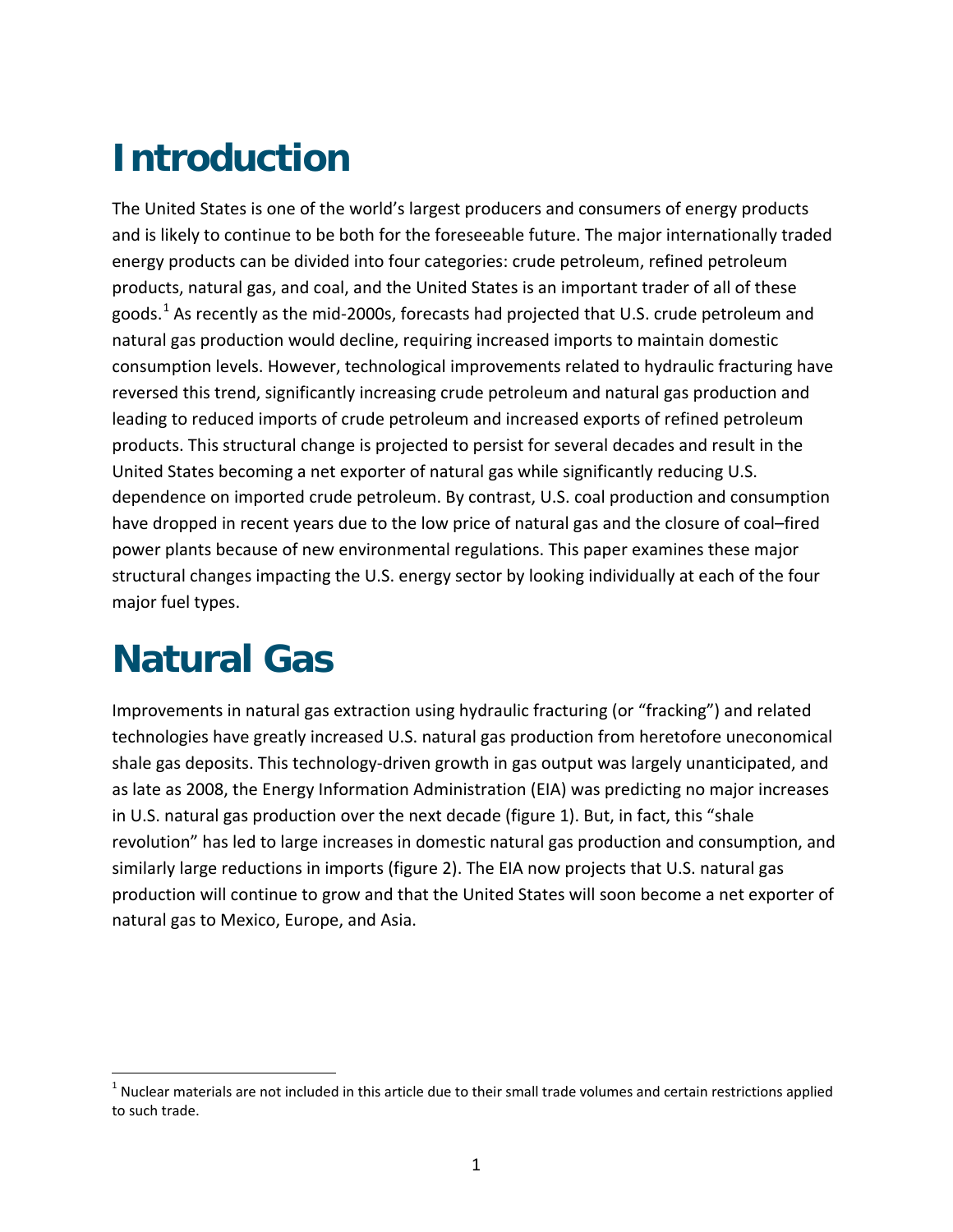# Introduction

The United States is one of the world's largest producers and consumers of energy products and is likely to continue to be both for the foreseeable future. The major internationally traded energy products can be divided into four categories: crude petroleum, refined petroleum products, natural gas, and coal, and the United States is an important trader of all of these goods.[1] As recently as the mid-2000s, forecasts had projected that U.S. crude petroleum and natural gas production would decline, requiring increased imports to maintain domestic consumption levels. However, technological improvements related to hydraulic fracturing have reversed this trend, significantly increasing crude petroleum and natural gas production and leading to reduced imports of crude petroleum and increased exports of refined petroleum products. This structural change is projected to persist for several decades and result in the United States becoming a net exporter of natural gas while significantly reducing U.S. dependence on imported crude petroleum. By contrast, U.S. coal production and consumption have dropped in recent years due to the low price of natural gas and the closure of coal–fired power plants because of new environmental regulations. This paper examines these major structural changes impacting the U.S. energy sector by looking individually at each of the four major fuel types.

# Natural Gas

Improvements in natural gas extraction using hydraulic fracturing (or "fracking") and related technologies have greatly increased U.S. natural gas production from heretofore uneconomical shale gas deposits. This technology-driven growth in gas output was largely unanticipated, and as late as 2008, the Energy Information Administration (EIA) was predicting no major increases in U.S. natural gas production over the next decade (figure 1). But, in fact, this "shale revolution" has led to large increases in domestic natural gas production and consumption, and similarly large reductions in imports (figure 2). The EIA now projects that U.S. natural gas production will continue to grow and that the United States will soon become a net exporter of natural gas to Mexico, Europe, and Asia.

[1] Nuclear materials are not included in this article due to their small trade volumes and certain restrictions applied to such trade.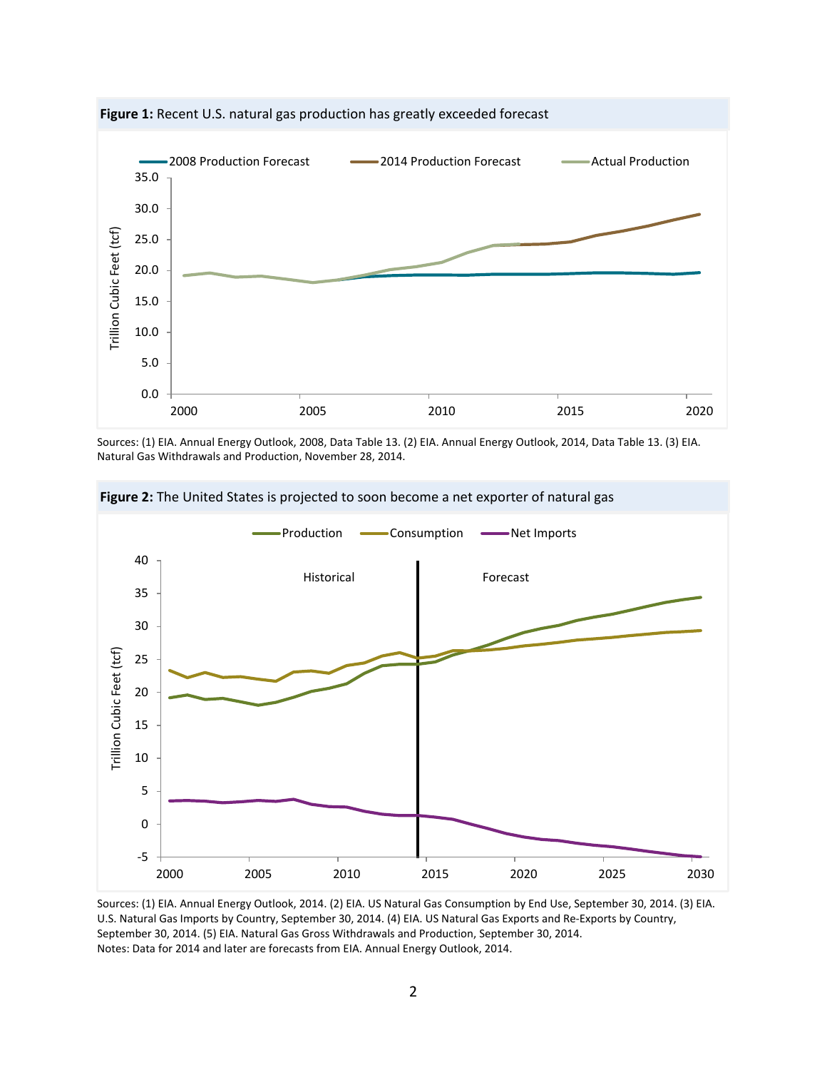**Figure 1:** Recent U.S. natural gas production has greatly exceeded forecast

Sources: (1) EIA. Annual Energy Outlook, 2008, Data Table 13. (2) EIA. Annual Energy Outlook, 2014, Data Table 13. (3) EIA. Natural Gas Withdrawals and Production, November 28, 2014.

**Figure 2:** The United States is projected to soon become a net exporter of natural gas

Sources: (1) EIA. Annual Energy Outlook, 2014. (2) EIA. US Natural Gas Consumption by End Use, September 30, 2014. (3) EIA. U.S. Natural Gas Imports by Country, September 30, 2014. (4) EIA. US Natural Gas Exports and Re-Exports by Country, September 30, 2014. (5) EIA. Natural Gas Gross Withdrawals and Production, September 30, 2014.
Notes: Data for 2014 and later are forecasts from EIA. Annual Energy Outlook, 2014.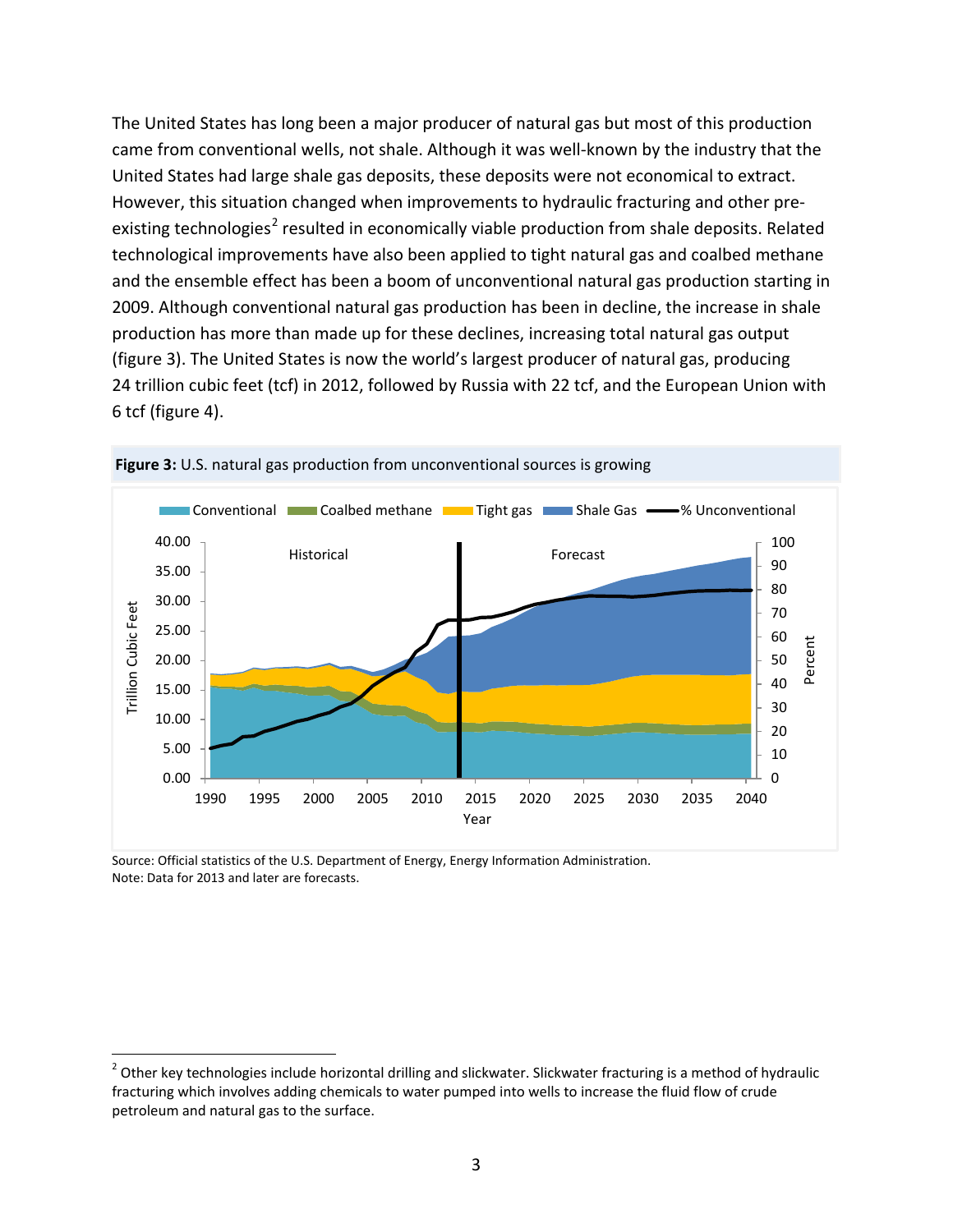The United States has long been a major producer of natural gas but most of this production came from conventional wells, not shale. Although it was well-known by the industry that the United States had large shale gas deposits, these deposits were not economical to extract. However, this situation changed when improvements to hydraulic fracturing and other pre-existing technologies[2] resulted in economically viable production from shale deposits. Related technological improvements have also been applied to tight natural gas and coalbed methane and the ensemble effect has been a boom of unconventional natural gas production starting in 2009. Although conventional natural gas production has been in decline, the increase in shale production has more than made up for these declines, increasing total natural gas output (figure 3). The United States is now the world's largest producer of natural gas, producing 24 trillion cubic feet (tcf) in 2012, followed by Russia with 22 tcf, and the European Union with 6 tcf (figure 4).

**Figure 3:** U.S. natural gas production from unconventional sources is growing

Source: Official statistics of the U.S. Department of Energy, Energy Information Administration.
Note: Data for 2013 and later are forecasts.

---

[2] Other key technologies include horizontal drilling and slickwater. Slickwater fracturing is a method of hydraulic fracturing which involves adding chemicals to water pumped into wells to increase the fluid flow of crude petroleum and natural gas to the surface.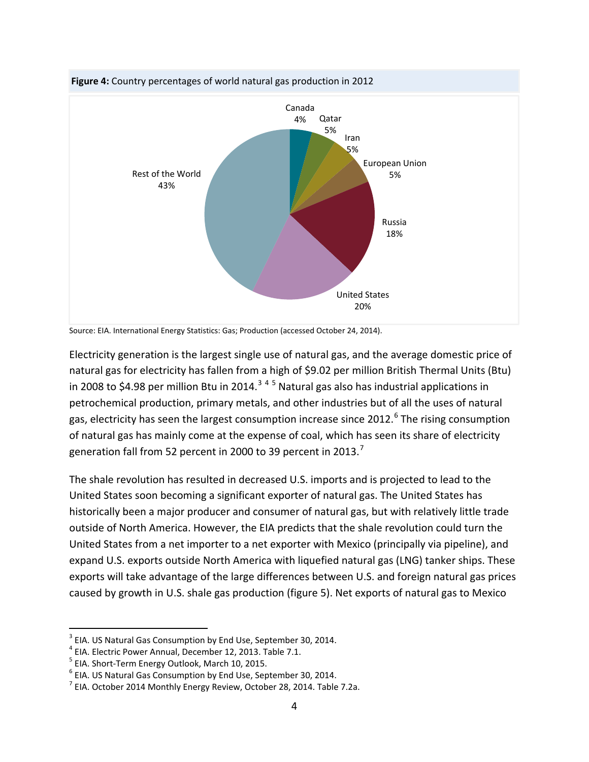**Figure 4:** Country percentages of world natural gas production in 2012

Source: EIA. International Energy Statistics: Gas; Production (accessed October 24, 2014).

Electricity generation is the largest single use of natural gas, and the average domestic price of natural gas for electricity has fallen from a high of $9.02 per million British Thermal Units (Btu) in 2008 to $4.98 per million Btu in 2014.[3] [4] [5] Natural gas also has industrial applications in petrochemical production, primary metals, and other industries but of all the uses of natural gas, electricity has seen the largest consumption increase since 2012.[6] The rising consumption of natural gas has mainly come at the expense of coal, which has seen its share of electricity generation fall from 52 percent in 2000 to 39 percent in 2013.[7]

The shale revolution has resulted in decreased U.S. imports and is projected to lead to the United States soon becoming a significant exporter of natural gas. The United States has historically been a major producer and consumer of natural gas, but with relatively little trade outside of North America. However, the EIA predicts that the shale revolution could turn the United States from a net importer to a net exporter with Mexico (principally via pipeline), and expand U.S. exports outside North America with liquefied natural gas (LNG) tanker ships. These exports will take advantage of the large differences between U.S. and foreign natural gas prices caused by growth in U.S. shale gas production (figure 5). Net exports of natural gas to Mexico

---

[3] EIA. US Natural Gas Consumption by End Use, September 30, 2014.
[4] EIA. Electric Power Annual, December 12, 2013. Table 7.1.
[5] EIA. Short-Term Energy Outlook, March 10, 2015.
[6] EIA. US Natural Gas Consumption by End Use, September 30, 2014.
[7] EIA. October 2014 Monthly Energy Review, October 28, 2014. Table 7.2a.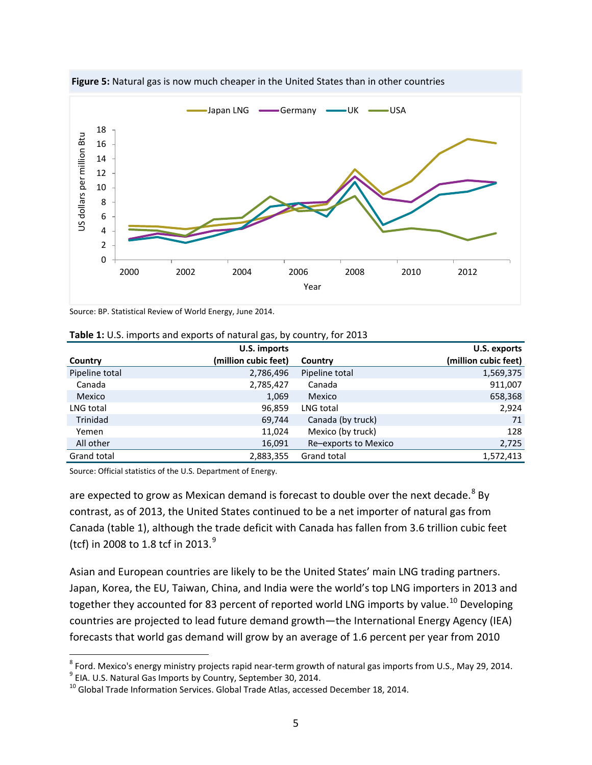**Figure 5:** Natural gas is now much cheaper in the United States than in other countries

Source: BP. Statistical Review of World Energy, June 2014.

**Table 1:** U.S. imports and exports of natural gas, by country, for 2013

| Country | U.S. imports (million cubic feet) | Country | U.S. exports (million cubic feet) |
|---|---|---|---|
| Pipeline total | 2,786,496 | Pipeline total | 1,569,375 |
| Canada | 2,785,427 | Canada | 911,007 |
| Mexico | 1,069 | Mexico | 658,368 |
| LNG total | 96,859 | LNG total | 2,924 |
| Trinidad | 69,744 | Canada (by truck) | 71 |
| Yemen | 11,024 | Mexico (by truck) | 128 |
| All other | 16,091 | Re–exports to Mexico | 2,725 |
| Grand total | 2,883,355 | Grand total | 1,572,413 |

Source: Official statistics of the U.S. Department of Energy.

are expected to grow as Mexican demand is forecast to double over the next decade.[8] By contrast, as of 2013, the United States continued to be a net importer of natural gas from Canada (table 1), although the trade deficit with Canada has fallen from 3.6 trillion cubic feet (tcf) in 2008 to 1.8 tcf in 2013.[9]

Asian and European countries are likely to be the United States' main LNG trading partners. Japan, Korea, the EU, Taiwan, China, and India were the world's top LNG importers in 2013 and together they accounted for 83 percent of reported world LNG imports by value.[10] Developing countries are projected to lead future demand growth—the International Energy Agency (IEA) forecasts that world gas demand will grow by an average of 1.6 percent per year from 2010

---

[8] Ford. Mexico's energy ministry projects rapid near-term growth of natural gas imports from U.S., May 29, 2014.

[9] EIA. U.S. Natural Gas Imports by Country, September 30, 2014.

[10] Global Trade Information Services. Global Trade Atlas, accessed December 18, 2014.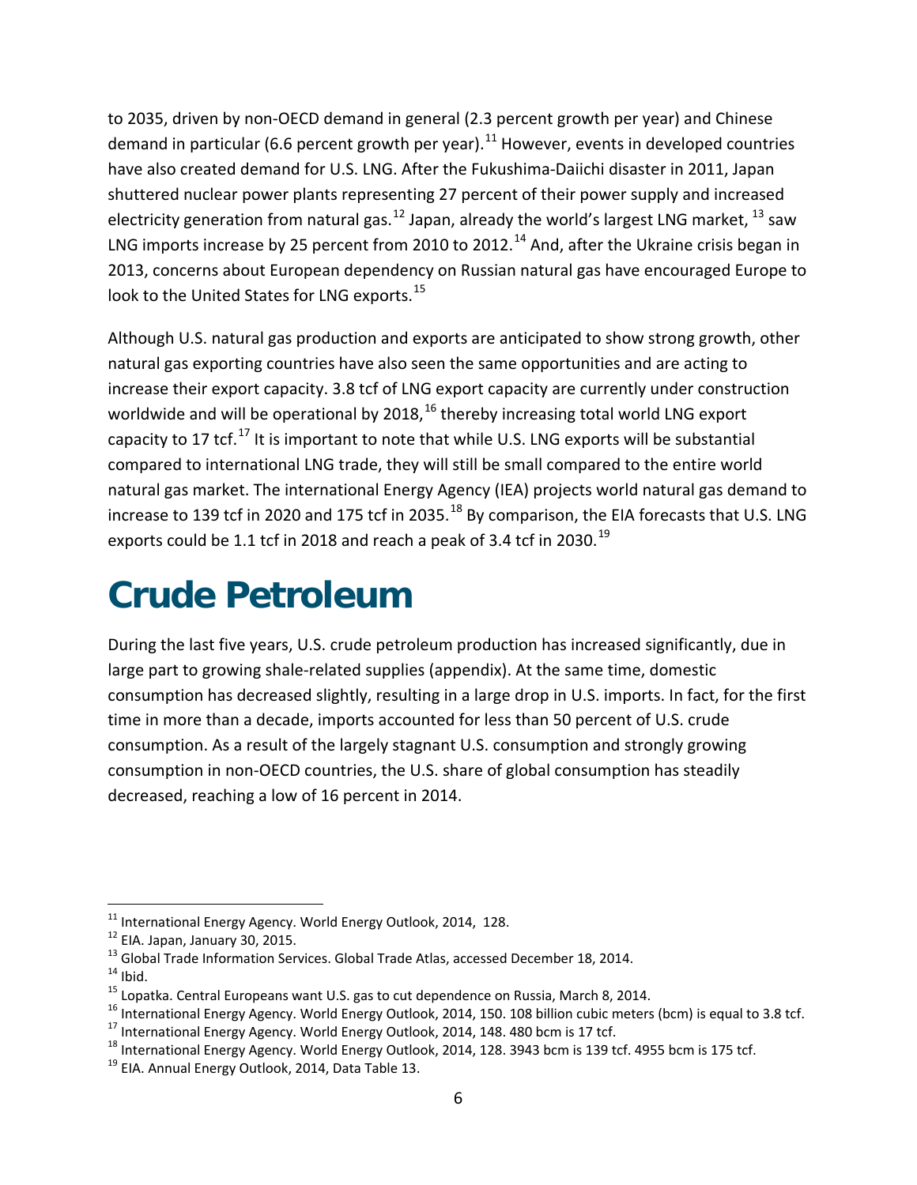to 2035, driven by non-OECD demand in general (2.3 percent growth per year) and Chinese demand in particular (6.6 percent growth per year).[11] However, events in developed countries have also created demand for U.S. LNG. After the Fukushima-Daiichi disaster in 2011, Japan shuttered nuclear power plants representing 27 percent of their power supply and increased electricity generation from natural gas.[12] Japan, already the world's largest LNG market, [13] saw LNG imports increase by 25 percent from 2010 to 2012.[14] And, after the Ukraine crisis began in 2013, concerns about European dependency on Russian natural gas have encouraged Europe to look to the United States for LNG exports.[15]

Although U.S. natural gas production and exports are anticipated to show strong growth, other natural gas exporting countries have also seen the same opportunities and are acting to increase their export capacity. 3.8 tcf of LNG export capacity are currently under construction worldwide and will be operational by 2018,[16] thereby increasing total world LNG export capacity to 17 tcf.[17] It is important to note that while U.S. LNG exports will be substantial compared to international LNG trade, they will still be small compared to the entire world natural gas market. The international Energy Agency (IEA) projects world natural gas demand to increase to 139 tcf in 2020 and 175 tcf in 2035.[18] By comparison, the EIA forecasts that U.S. LNG exports could be 1.1 tcf in 2018 and reach a peak of 3.4 tcf in 2030.[19]

# Crude Petroleum

During the last five years, U.S. crude petroleum production has increased significantly, due in large part to growing shale-related supplies (appendix). At the same time, domestic consumption has decreased slightly, resulting in a large drop in U.S. imports. In fact, for the first time in more than a decade, imports accounted for less than 50 percent of U.S. crude consumption. As a result of the largely stagnant U.S. consumption and strongly growing consumption in non-OECD countries, the U.S. share of global consumption has steadily decreased, reaching a low of 16 percent in 2014.

---

[11] International Energy Agency. World Energy Outlook, 2014, 128.

[12] EIA. Japan, January 30, 2015.

[13] Global Trade Information Services. Global Trade Atlas, accessed December 18, 2014.

[14] Ibid.

[15] Lopatka. Central Europeans want U.S. gas to cut dependence on Russia, March 8, 2014.

[16] International Energy Agency. World Energy Outlook, 2014, 150. 108 billion cubic meters (bcm) is equal to 3.8 tcf.

[17] International Energy Agency. World Energy Outlook, 2014, 148. 480 bcm is 17 tcf.

[18] International Energy Agency. World Energy Outlook, 2014, 128. 3943 bcm is 139 tcf. 4955 bcm is 175 tcf.

[19] EIA. Annual Energy Outlook, 2014, Data Table 13.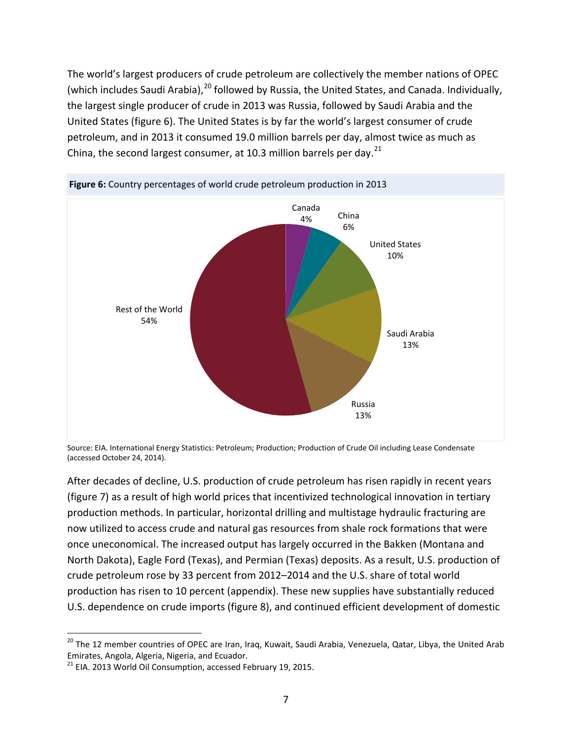The world's largest producers of crude petroleum are collectively the member nations of OPEC (which includes Saudi Arabia),[20] followed by Russia, the United States, and Canada. Individually, the largest single producer of crude in 2013 was Russia, followed by Saudi Arabia and the United States (figure 6). The United States is by far the world's largest consumer of crude petroleum, and in 2013 it consumed 19.0 million barrels per day, almost twice as much as China, the second largest consumer, at 10.3 million barrels per day.[21]

**Figure 6:** Country percentages of world crude petroleum production in 2013

| Country | Share |
| --- | --- |
| Canada | 4% |
| China | 6% |
| United States | 10% |
| Saudi Arabia | 13% |
| Russia | 13% |
| Rest of the World | 54% |

Source: EIA. International Energy Statistics: Petroleum; Production; Production of Crude Oil including Lease Condensate (accessed October 24, 2014).

After decades of decline, U.S. production of crude petroleum has risen rapidly in recent years (figure 7) as a result of high world prices that incentivized technological innovation in tertiary production methods. In particular, horizontal drilling and multistage hydraulic fracturing are now utilized to access crude and natural gas resources from shale rock formations that were once uneconomical. The increased output has largely occurred in the Bakken (Montana and North Dakota), Eagle Ford (Texas), and Permian (Texas) deposits. As a result, U.S. production of crude petroleum rose by 33 percent from 2012–2014 and the U.S. share of total world production has risen to 10 percent (appendix). These new supplies have substantially reduced U.S. dependence on crude imports (figure 8), and continued efficient development of domestic

[20] The 12 member countries of OPEC are Iran, Iraq, Kuwait, Saudi Arabia, Venezuela, Qatar, Libya, the United Arab Emirates, Angola, Algeria, Nigeria, and Ecuador.

[21] EIA. 2013 World Oil Consumption, accessed February 19, 2015.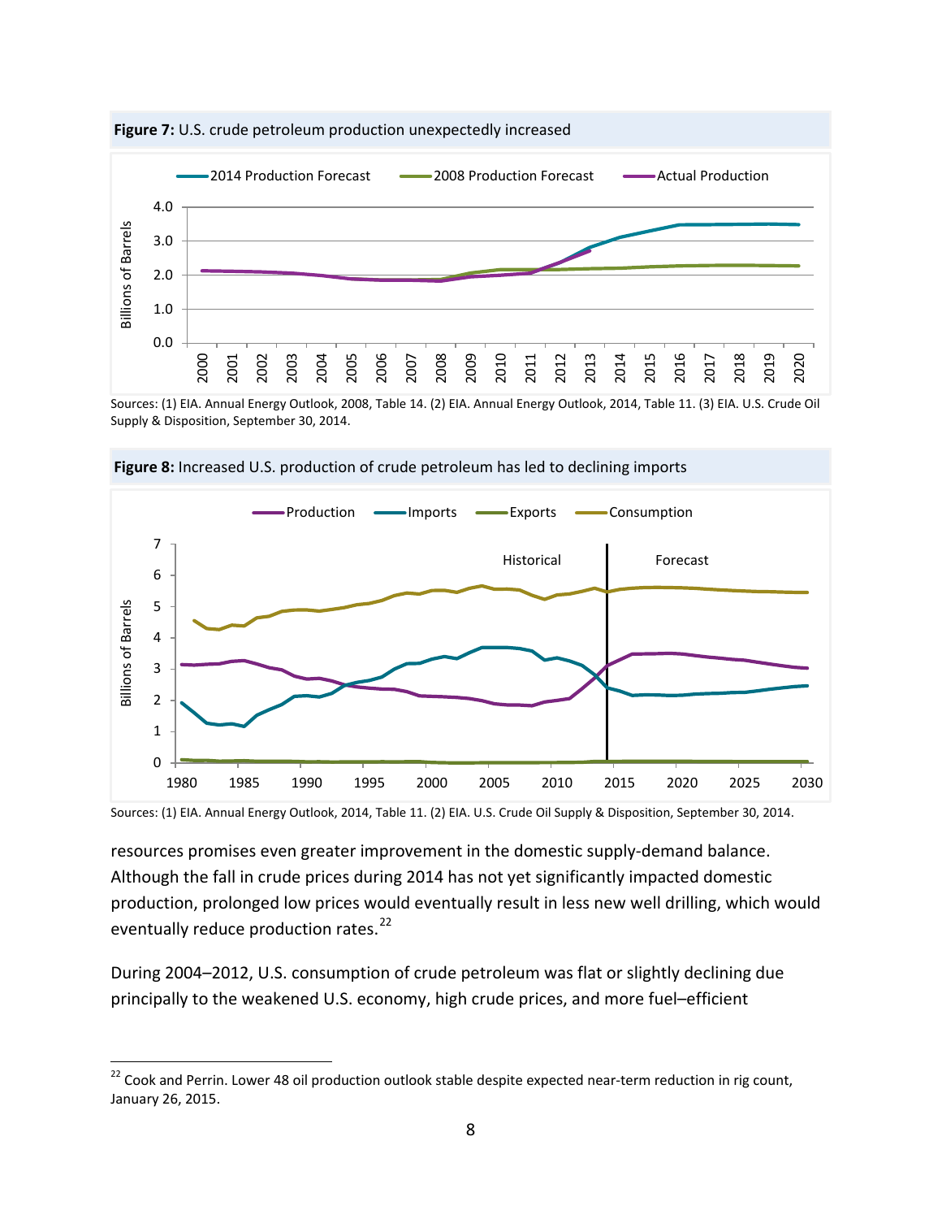**Figure 7:** U.S. crude petroleum production unexpectedly increased

Sources: (1) EIA. Annual Energy Outlook, 2008, Table 14. (2) EIA. Annual Energy Outlook, 2014, Table 11. (3) EIA. U.S. Crude Oil Supply & Disposition, September 30, 2014.

**Figure 8:** Increased U.S. production of crude petroleum has led to declining imports

Sources: (1) EIA. Annual Energy Outlook, 2014, Table 11. (2) EIA. U.S. Crude Oil Supply & Disposition, September 30, 2014.

resources promises even greater improvement in the domestic supply-demand balance. Although the fall in crude prices during 2014 has not yet significantly impacted domestic production, prolonged low prices would eventually result in less new well drilling, which would eventually reduce production rates.[22]

During 2004–2012, U.S. consumption of crude petroleum was flat or slightly declining due principally to the weakened U.S. economy, high crude prices, and more fuel–efficient

[22] Cook and Perrin. Lower 48 oil production outlook stable despite expected near-term reduction in rig count, January 26, 2015.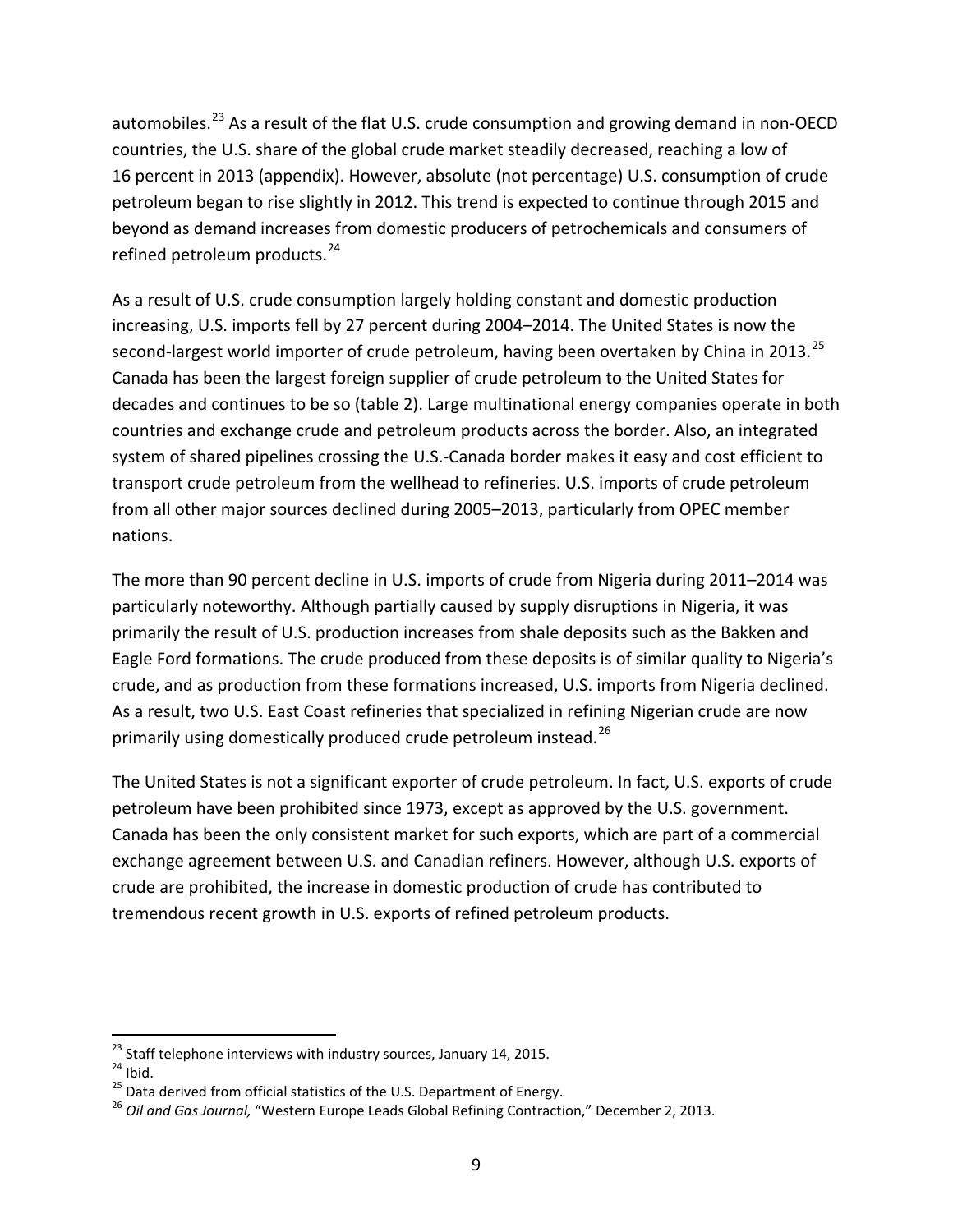automobiles.[23] As a result of the flat U.S. crude consumption and growing demand in non-OECD countries, the U.S. share of the global crude market steadily decreased, reaching a low of 16 percent in 2013 (appendix). However, absolute (not percentage) U.S. consumption of crude petroleum began to rise slightly in 2012. This trend is expected to continue through 2015 and beyond as demand increases from domestic producers of petrochemicals and consumers of refined petroleum products.[24]

As a result of U.S. crude consumption largely holding constant and domestic production increasing, U.S. imports fell by 27 percent during 2004–2014. The United States is now the second-largest world importer of crude petroleum, having been overtaken by China in 2013.[25] Canada has been the largest foreign supplier of crude petroleum to the United States for decades and continues to be so (table 2). Large multinational energy companies operate in both countries and exchange crude and petroleum products across the border. Also, an integrated system of shared pipelines crossing the U.S.-Canada border makes it easy and cost efficient to transport crude petroleum from the wellhead to refineries. U.S. imports of crude petroleum from all other major sources declined during 2005–2013, particularly from OPEC member nations.

The more than 90 percent decline in U.S. imports of crude from Nigeria during 2011–2014 was particularly noteworthy. Although partially caused by supply disruptions in Nigeria, it was primarily the result of U.S. production increases from shale deposits such as the Bakken and Eagle Ford formations. The crude produced from these deposits is of similar quality to Nigeria's crude, and as production from these formations increased, U.S. imports from Nigeria declined. As a result, two U.S. East Coast refineries that specialized in refining Nigerian crude are now primarily using domestically produced crude petroleum instead.[26]

The United States is not a significant exporter of crude petroleum. In fact, U.S. exports of crude petroleum have been prohibited since 1973, except as approved by the U.S. government. Canada has been the only consistent market for such exports, which are part of a commercial exchange agreement between U.S. and Canadian refiners. However, although U.S. exports of crude are prohibited, the increase in domestic production of crude has contributed to tremendous recent growth in U.S. exports of refined petroleum products.

---

[23] Staff telephone interviews with industry sources, January 14, 2015.

[24] Ibid.

[25] Data derived from official statistics of the U.S. Department of Energy.

[26] *Oil and Gas Journal,* "Western Europe Leads Global Refining Contraction," December 2, 2013.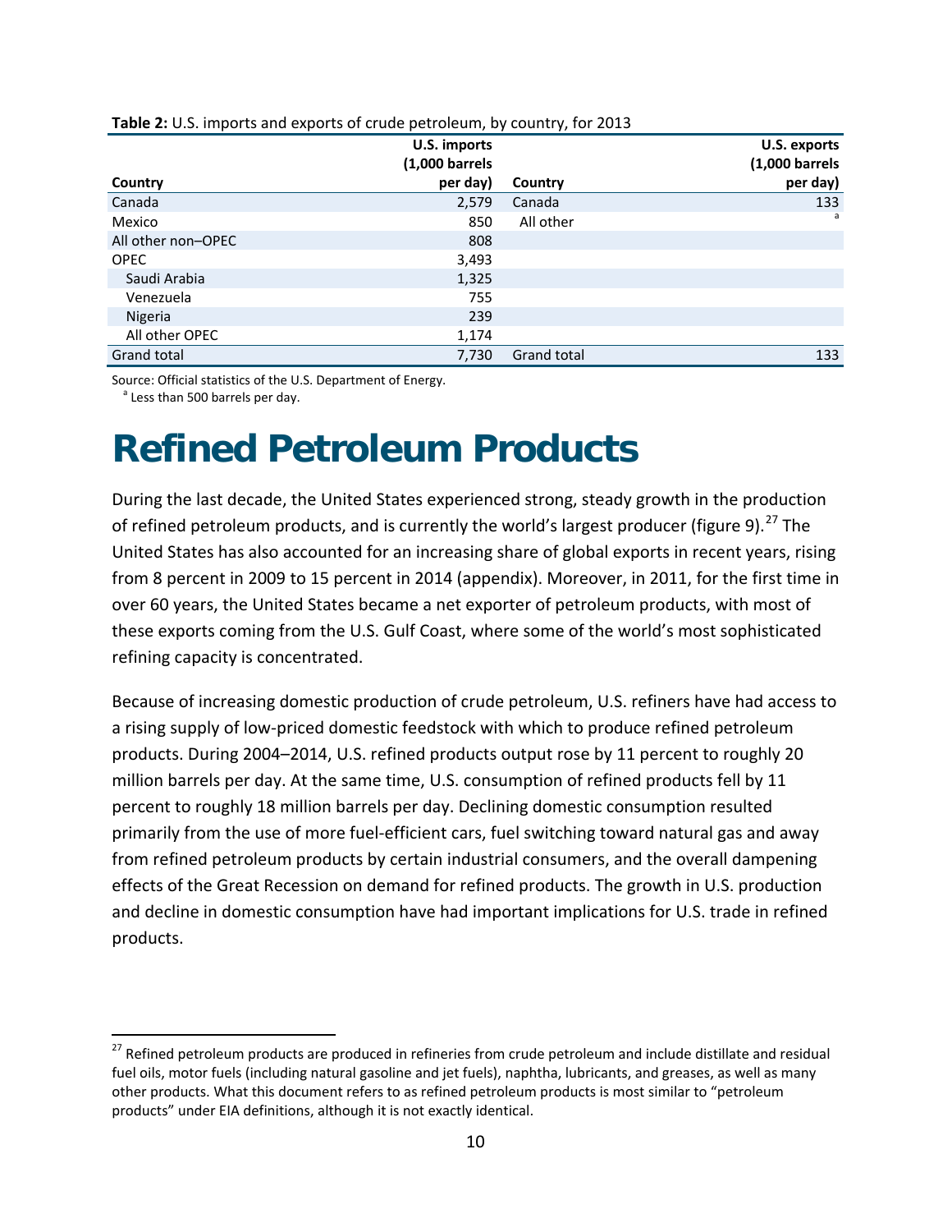**Table 2:** U.S. imports and exports of crude petroleum, by country, for 2013

| Country | U.S. imports (1,000 barrels per day) | Country | U.S. exports (1,000 barrels per day) |
|---|---|---|---|
| Canada | 2,579 | Canada | 133 |
| Mexico | 850 | All other | [a] |
| All other non–OPEC | 808 | | |
| OPEC | 3,493 | | |
| Saudi Arabia | 1,325 | | |
| Venezuela | 755 | | |
| Nigeria | 239 | | |
| All other OPEC | 1,174 | | |
| Grand total | 7,730 | Grand total | 133 |

Source: Official statistics of the U.S. Department of Energy.
[a] Less than 500 barrels per day.

# Refined Petroleum Products

During the last decade, the United States experienced strong, steady growth in the production of refined petroleum products, and is currently the world's largest producer (figure 9).[27] The United States has also accounted for an increasing share of global exports in recent years, rising from 8 percent in 2009 to 15 percent in 2014 (appendix). Moreover, in 2011, for the first time in over 60 years, the United States became a net exporter of petroleum products, with most of these exports coming from the U.S. Gulf Coast, where some of the world's most sophisticated refining capacity is concentrated.

Because of increasing domestic production of crude petroleum, U.S. refiners have had access to a rising supply of low-priced domestic feedstock with which to produce refined petroleum products. During 2004–2014, U.S. refined products output rose by 11 percent to roughly 20 million barrels per day. At the same time, U.S. consumption of refined products fell by 11 percent to roughly 18 million barrels per day. Declining domestic consumption resulted primarily from the use of more fuel-efficient cars, fuel switching toward natural gas and away from refined petroleum products by certain industrial consumers, and the overall dampening effects of the Great Recession on demand for refined products. The growth in U.S. production and decline in domestic consumption have had important implications for U.S. trade in refined products.

[27] Refined petroleum products are produced in refineries from crude petroleum and include distillate and residual fuel oils, motor fuels (including natural gasoline and jet fuels), naphtha, lubricants, and greases, as well as many other products. What this document refers to as refined petroleum products is most similar to "petroleum products" under EIA definitions, although it is not exactly identical.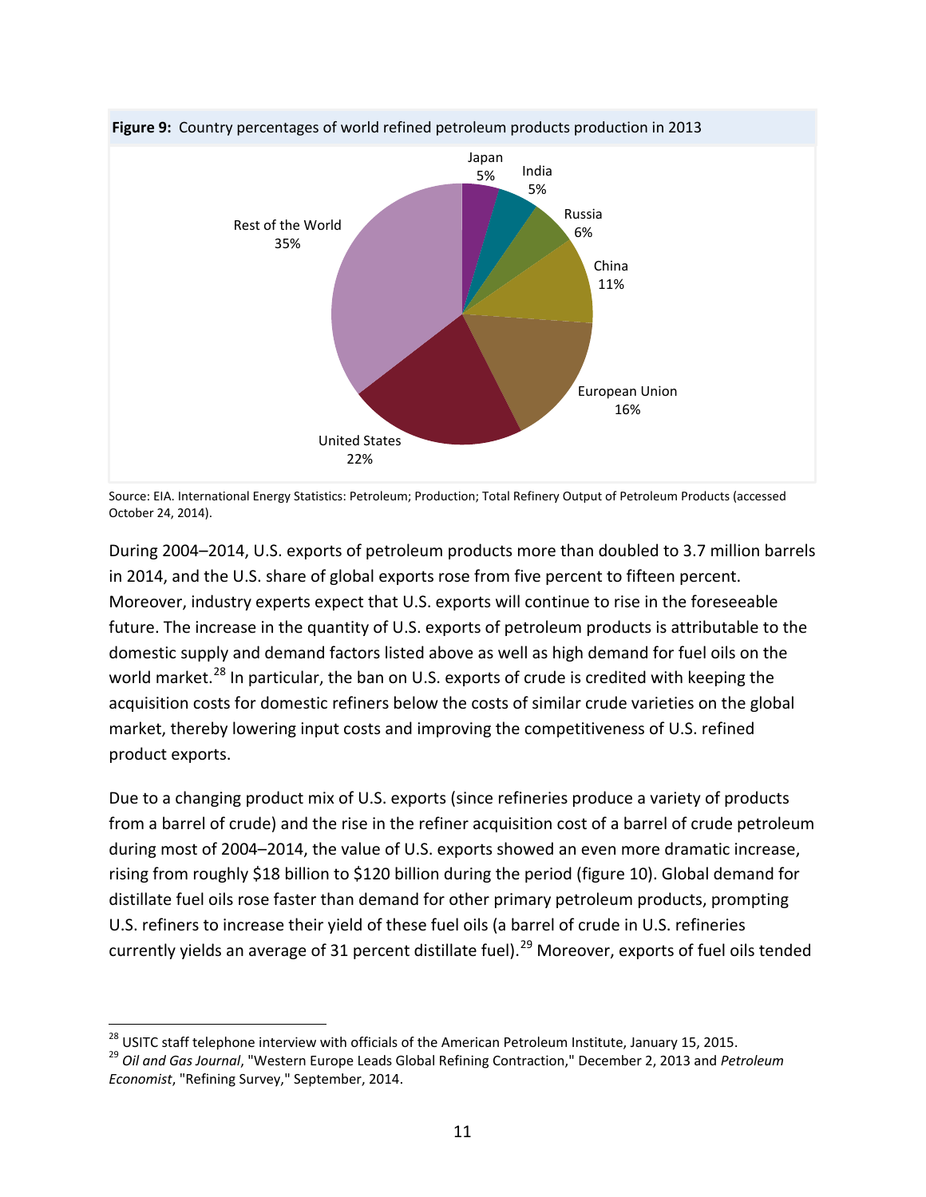**Figure 9:** Country percentages of world refined petroleum products production in 2013

Source: EIA. International Energy Statistics: Petroleum; Production; Total Refinery Output of Petroleum Products (accessed October 24, 2014).

During 2004–2014, U.S. exports of petroleum products more than doubled to 3.7 million barrels in 2014, and the U.S. share of global exports rose from five percent to fifteen percent. Moreover, industry experts expect that U.S. exports will continue to rise in the foreseeable future. The increase in the quantity of U.S. exports of petroleum products is attributable to the domestic supply and demand factors listed above as well as high demand for fuel oils on the world market.[28] In particular, the ban on U.S. exports of crude is credited with keeping the acquisition costs for domestic refiners below the costs of similar crude varieties on the global market, thereby lowering input costs and improving the competitiveness of U.S. refined product exports.

Due to a changing product mix of U.S. exports (since refineries produce a variety of products from a barrel of crude) and the rise in the refiner acquisition cost of a barrel of crude petroleum during most of 2004–2014, the value of U.S. exports showed an even more dramatic increase, rising from roughly $18 billion to $120 billion during the period (figure 10). Global demand for distillate fuel oils rose faster than demand for other primary petroleum products, prompting U.S. refiners to increase their yield of these fuel oils (a barrel of crude in U.S. refineries currently yields an average of 31 percent distillate fuel).[29] Moreover, exports of fuel oils tended

---

[28] USITC staff telephone interview with officials of the American Petroleum Institute, January 15, 2015.

[29] *Oil and Gas Journal*, "Western Europe Leads Global Refining Contraction," December 2, 2013 and *Petroleum Economist*, "Refining Survey," September, 2014.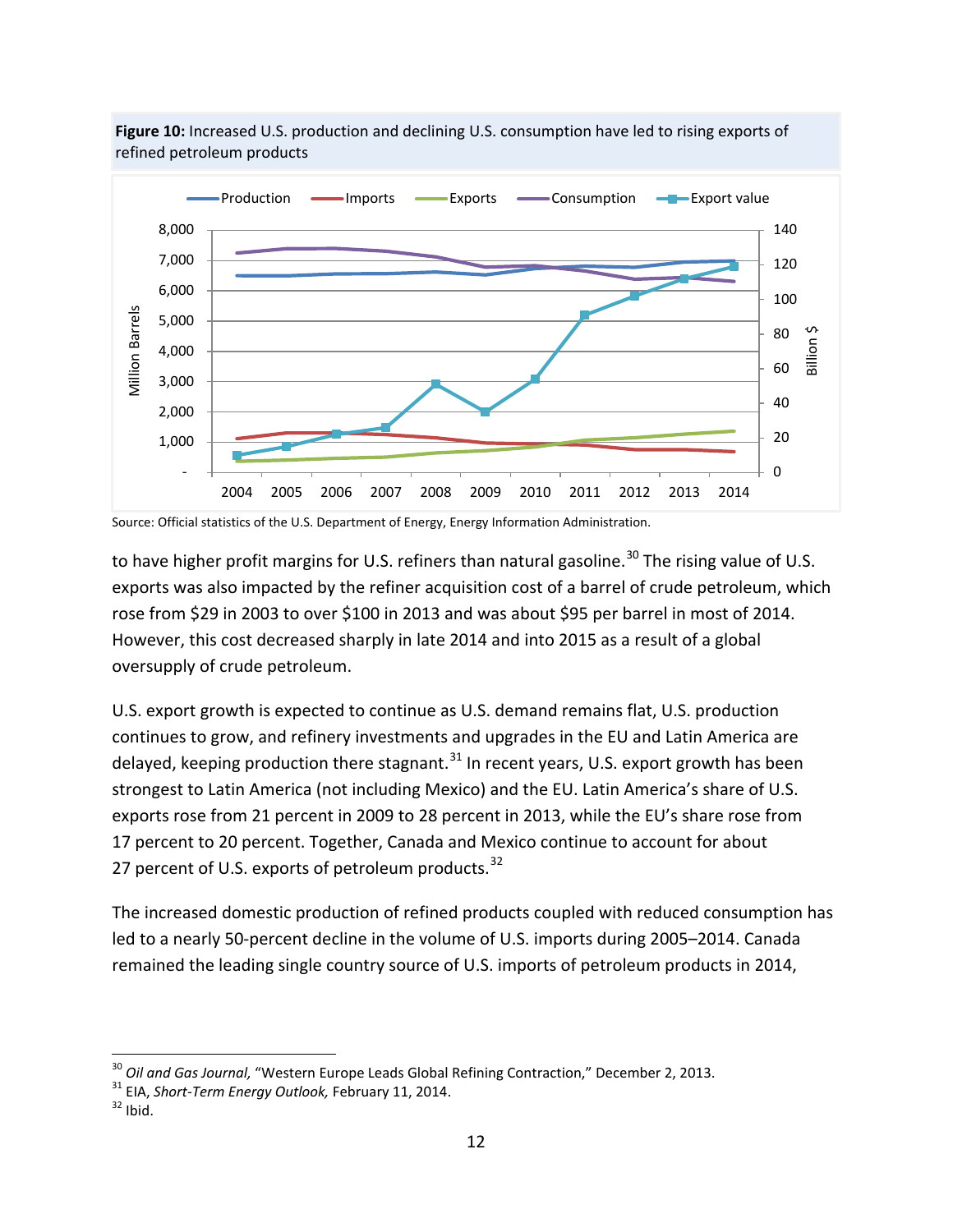**Figure 10:** Increased U.S. production and declining U.S. consumption have led to rising exports of refined petroleum products

Source: Official statistics of the U.S. Department of Energy, Energy Information Administration.

to have higher profit margins for U.S. refiners than natural gasoline.[30] The rising value of U.S. exports was also impacted by the refiner acquisition cost of a barrel of crude petroleum, which rose from $29 in 2003 to over $100 in 2013 and was about $95 per barrel in most of 2014. However, this cost decreased sharply in late 2014 and into 2015 as a result of a global oversupply of crude petroleum.

U.S. export growth is expected to continue as U.S. demand remains flat, U.S. production continues to grow, and refinery investments and upgrades in the EU and Latin America are delayed, keeping production there stagnant.[31] In recent years, U.S. export growth has been strongest to Latin America (not including Mexico) and the EU. Latin America's share of U.S. exports rose from 21 percent in 2009 to 28 percent in 2013, while the EU's share rose from 17 percent to 20 percent. Together, Canada and Mexico continue to account for about 27 percent of U.S. exports of petroleum products.[32]

The increased domestic production of refined products coupled with reduced consumption has led to a nearly 50-percent decline in the volume of U.S. imports during 2005–2014. Canada remained the leading single country source of U.S. imports of petroleum products in 2014,

---

[30] *Oil and Gas Journal,* "Western Europe Leads Global Refining Contraction," December 2, 2013.

[31] EIA, *Short-Term Energy Outlook,* February 11, 2014.

[32] Ibid.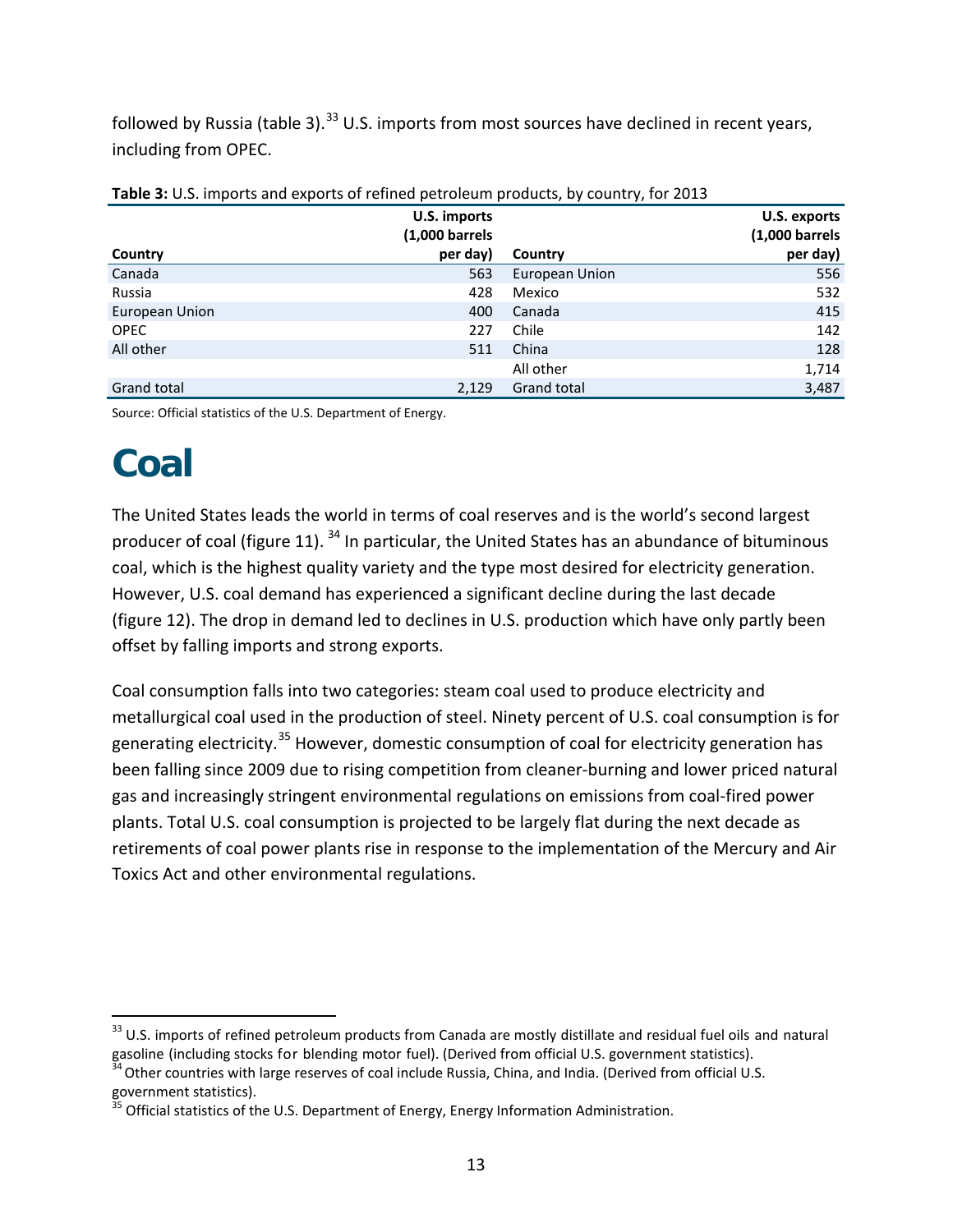followed by Russia (table 3).[33] U.S. imports from most sources have declined in recent years, including from OPEC.

**Table 3:** U.S. imports and exports of refined petroleum products, by country, for 2013

| Country | U.S. imports (1,000 barrels per day) | Country | U.S. exports (1,000 barrels per day) |
|---|---|---|---|
| Canada | 563 | European Union | 556 |
| Russia | 428 | Mexico | 532 |
| European Union | 400 | Canada | 415 |
| OPEC | 227 | Chile | 142 |
| All other | 511 | China | 128 |
| | | All other | 1,714 |
| Grand total | 2,129 | Grand total | 3,487 |

Source: Official statistics of the U.S. Department of Energy.

# Coal

The United States leads the world in terms of coal reserves and is the world's second largest producer of coal (figure 11).[34] In particular, the United States has an abundance of bituminous coal, which is the highest quality variety and the type most desired for electricity generation. However, U.S. coal demand has experienced a significant decline during the last decade (figure 12). The drop in demand led to declines in U.S. production which have only partly been offset by falling imports and strong exports.

Coal consumption falls into two categories: steam coal used to produce electricity and metallurgical coal used in the production of steel. Ninety percent of U.S. coal consumption is for generating electricity.[35] However, domestic consumption of coal for electricity generation has been falling since 2009 due to rising competition from cleaner-burning and lower priced natural gas and increasingly stringent environmental regulations on emissions from coal-fired power plants. Total U.S. coal consumption is projected to be largely flat during the next decade as retirements of coal power plants rise in response to the implementation of the Mercury and Air Toxics Act and other environmental regulations.

[33] U.S. imports of refined petroleum products from Canada are mostly distillate and residual fuel oils and natural gasoline (including stocks for blending motor fuel). (Derived from official U.S. government statistics).

[34] Other countries with large reserves of coal include Russia, China, and India. (Derived from official U.S. government statistics).

[35] Official statistics of the U.S. Department of Energy, Energy Information Administration.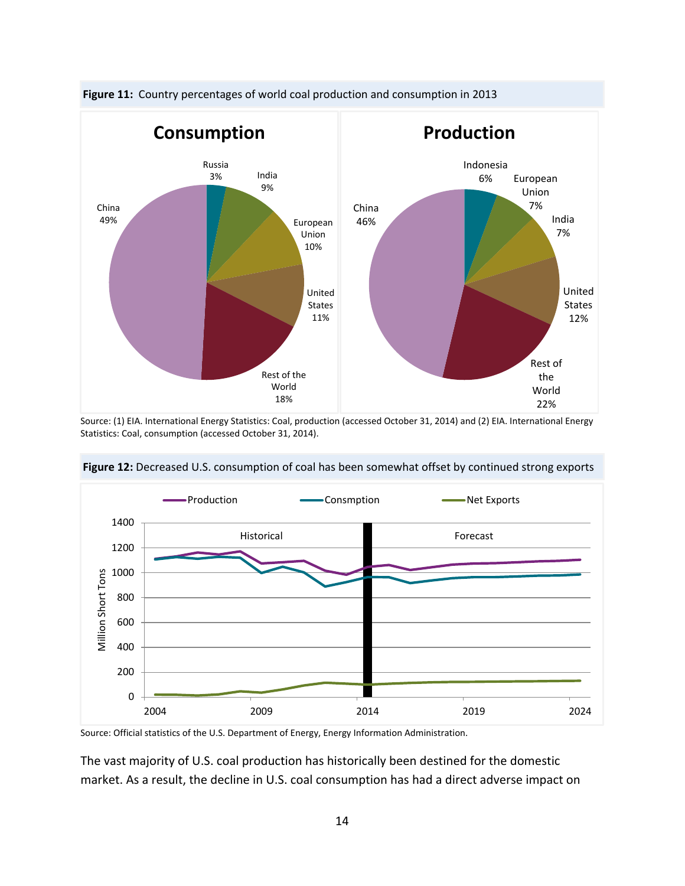**Figure 11:** Country percentages of world coal production and consumption in 2013

**Consumption**

| Country | Percentage |
|---|---|
| Russia | 3% |
| India | 9% |
| European Union | 10% |
| United States | 11% |
| Rest of the World | 18% |
| China | 49% |

**Production**

| Country | Percentage |
|---|---|
| Indonesia | 6% |
| European Union | 7% |
| India | 7% |
| United States | 12% |
| Rest of the World | 22% |
| China | 46% |

Source: (1) EIA. International Energy Statistics: Coal, production (accessed October 31, 2014) and (2) EIA. International Energy Statistics: Coal, consumption (accessed October 31, 2014).

**Figure 12:** Decreased U.S. consumption of coal has been somewhat offset by continued strong exports

Legend: Production, Consmption, Net Exports. Y-axis: Million Short Tons (0–1400). X-axis: 2004, 2009, 2014, 2019, 2024. Historical (2004–2014) and Forecast (2014–2024) periods.

Source: Official statistics of the U.S. Department of Energy, Energy Information Administration.

The vast majority of U.S. coal production has historically been destined for the domestic market. As a result, the decline in U.S. coal consumption has had a direct adverse impact on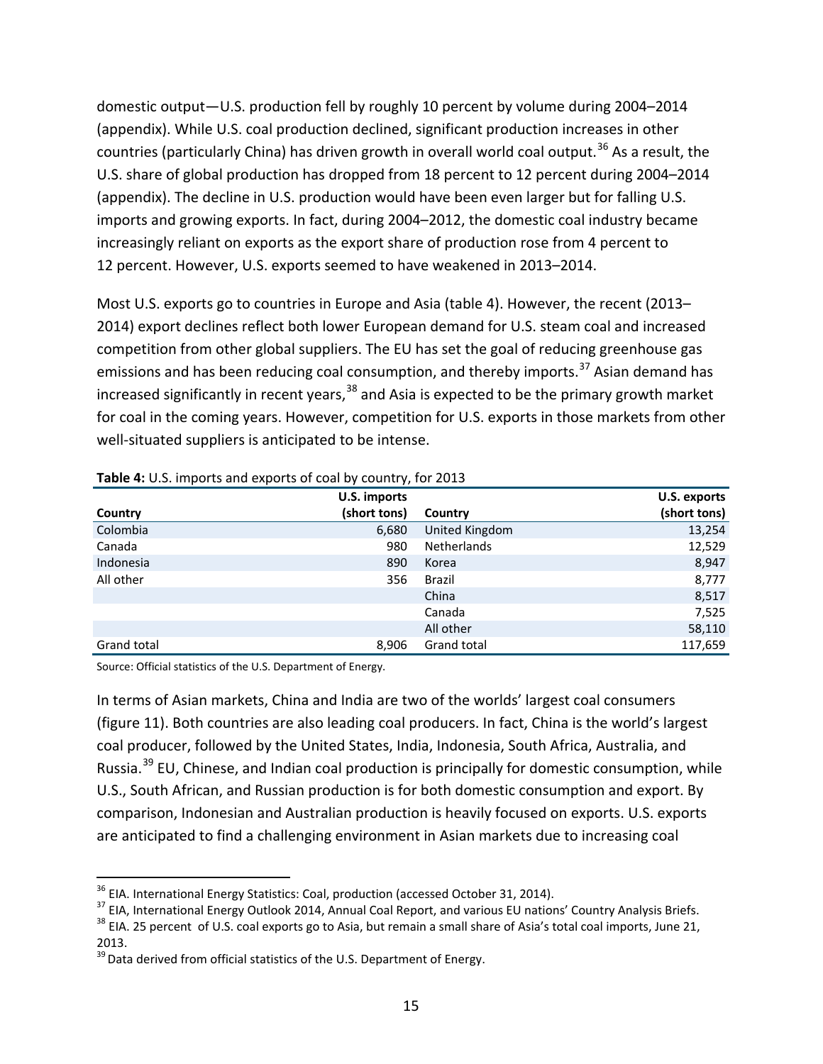domestic output—U.S. production fell by roughly 10 percent by volume during 2004–2014 (appendix). While U.S. coal production declined, significant production increases in other countries (particularly China) has driven growth in overall world coal output.[36] As a result, the U.S. share of global production has dropped from 18 percent to 12 percent during 2004–2014 (appendix). The decline in U.S. production would have been even larger but for falling U.S. imports and growing exports. In fact, during 2004–2012, the domestic coal industry became increasingly reliant on exports as the export share of production rose from 4 percent to 12 percent. However, U.S. exports seemed to have weakened in 2013–2014.

Most U.S. exports go to countries in Europe and Asia (table 4). However, the recent (2013–2014) export declines reflect both lower European demand for U.S. steam coal and increased competition from other global suppliers. The EU has set the goal of reducing greenhouse gas emissions and has been reducing coal consumption, and thereby imports.[37] Asian demand has increased significantly in recent years,[38] and Asia is expected to be the primary growth market for coal in the coming years. However, competition for U.S. exports in those markets from other well-situated suppliers is anticipated to be intense.

**Table 4:** U.S. imports and exports of coal by country, for 2013

| Country | U.S. imports (short tons) | Country | U.S. exports (short tons) |
|---|---|---|---|
| Colombia | 6,680 | United Kingdom | 13,254 |
| Canada | 980 | Netherlands | 12,529 |
| Indonesia | 890 | Korea | 8,947 |
| All other | 356 | Brazil | 8,777 |
| | | China | 8,517 |
| | | Canada | 7,525 |
| | | All other | 58,110 |
| Grand total | 8,906 | Grand total | 117,659 |

Source: Official statistics of the U.S. Department of Energy.

In terms of Asian markets, China and India are two of the worlds' largest coal consumers (figure 11). Both countries are also leading coal producers. In fact, China is the world's largest coal producer, followed by the United States, India, Indonesia, South Africa, Australia, and Russia.[39] EU, Chinese, and Indian coal production is principally for domestic consumption, while U.S., South African, and Russian production is for both domestic consumption and export. By comparison, Indonesian and Australian production is heavily focused on exports. U.S. exports are anticipated to find a challenging environment in Asian markets due to increasing coal

---

[36] EIA. International Energy Statistics: Coal, production (accessed October 31, 2014).

[37] EIA, International Energy Outlook 2014, Annual Coal Report, and various EU nations' Country Analysis Briefs.

[38] EIA. 25 percent of U.S. coal exports go to Asia, but remain a small share of Asia's total coal imports, June 21, 2013.

[39] Data derived from official statistics of the U.S. Department of Energy.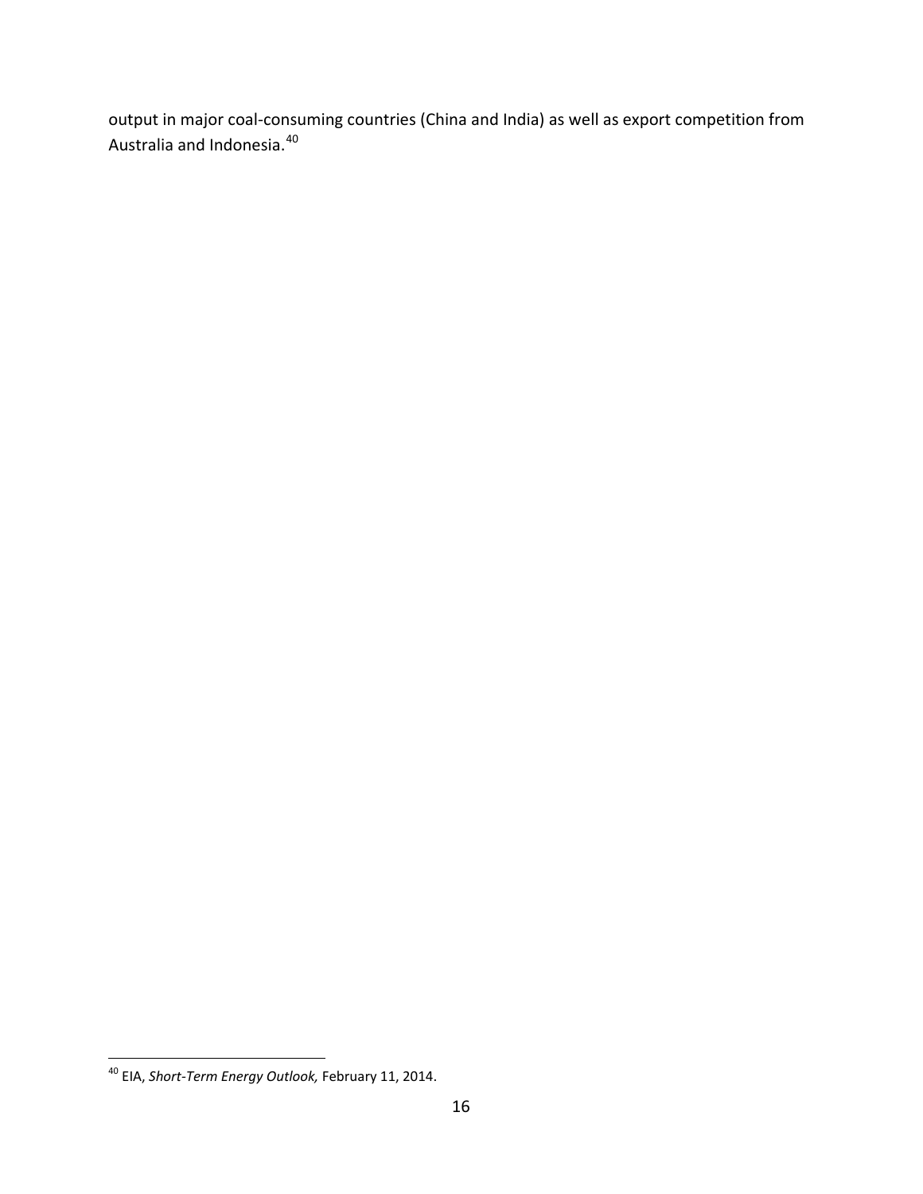output in major coal-consuming countries (China and India) as well as export competition from Australia and Indonesia.[40]

---

[40] EIA, *Short-Term Energy Outlook,* February 11, 2014.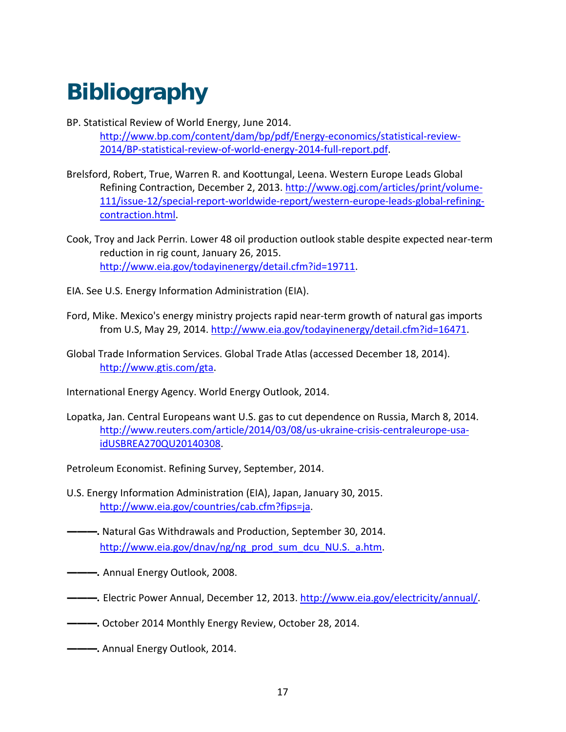# Bibliography

BP. Statistical Review of World Energy, June 2014. http://www.bp.com/content/dam/bp/pdf/Energy-economics/statistical-review-2014/BP-statistical-review-of-world-energy-2014-full-report.pdf.

Brelsford, Robert, True, Warren R. and Koottungal, Leena. Western Europe Leads Global Refining Contraction, December 2, 2013. http://www.ogj.com/articles/print/volume-111/issue-12/special-report-worldwide-report/western-europe-leads-global-refining-contraction.html.

Cook, Troy and Jack Perrin. Lower 48 oil production outlook stable despite expected near-term reduction in rig count, January 26, 2015. http://www.eia.gov/todayinenergy/detail.cfm?id=19711.

EIA. See U.S. Energy Information Administration (EIA).

Ford, Mike. Mexico's energy ministry projects rapid near-term growth of natural gas imports from U.S, May 29, 2014. http://www.eia.gov/todayinenergy/detail.cfm?id=16471.

Global Trade Information Services. Global Trade Atlas (accessed December 18, 2014). http://www.gtis.com/gta.

International Energy Agency. World Energy Outlook, 2014.

Lopatka, Jan. Central Europeans want U.S. gas to cut dependence on Russia, March 8, 2014. http://www.reuters.com/article/2014/03/08/us-ukraine-crisis-centraleurope-usa-idUSBREA270QU20140308.

Petroleum Economist. Refining Survey, September, 2014.

U.S. Energy Information Administration (EIA), Japan, January 30, 2015. http://www.eia.gov/countries/cab.cfm?fips=ja.

———. Natural Gas Withdrawals and Production, September 30, 2014. http://www.eia.gov/dnav/ng/ng_prod_sum_dcu_NU.S._a.htm.

———. Annual Energy Outlook, 2008.

———. Electric Power Annual, December 12, 2013. http://www.eia.gov/electricity/annual/.

———. October 2014 Monthly Energy Review, October 28, 2014.

———. Annual Energy Outlook, 2014.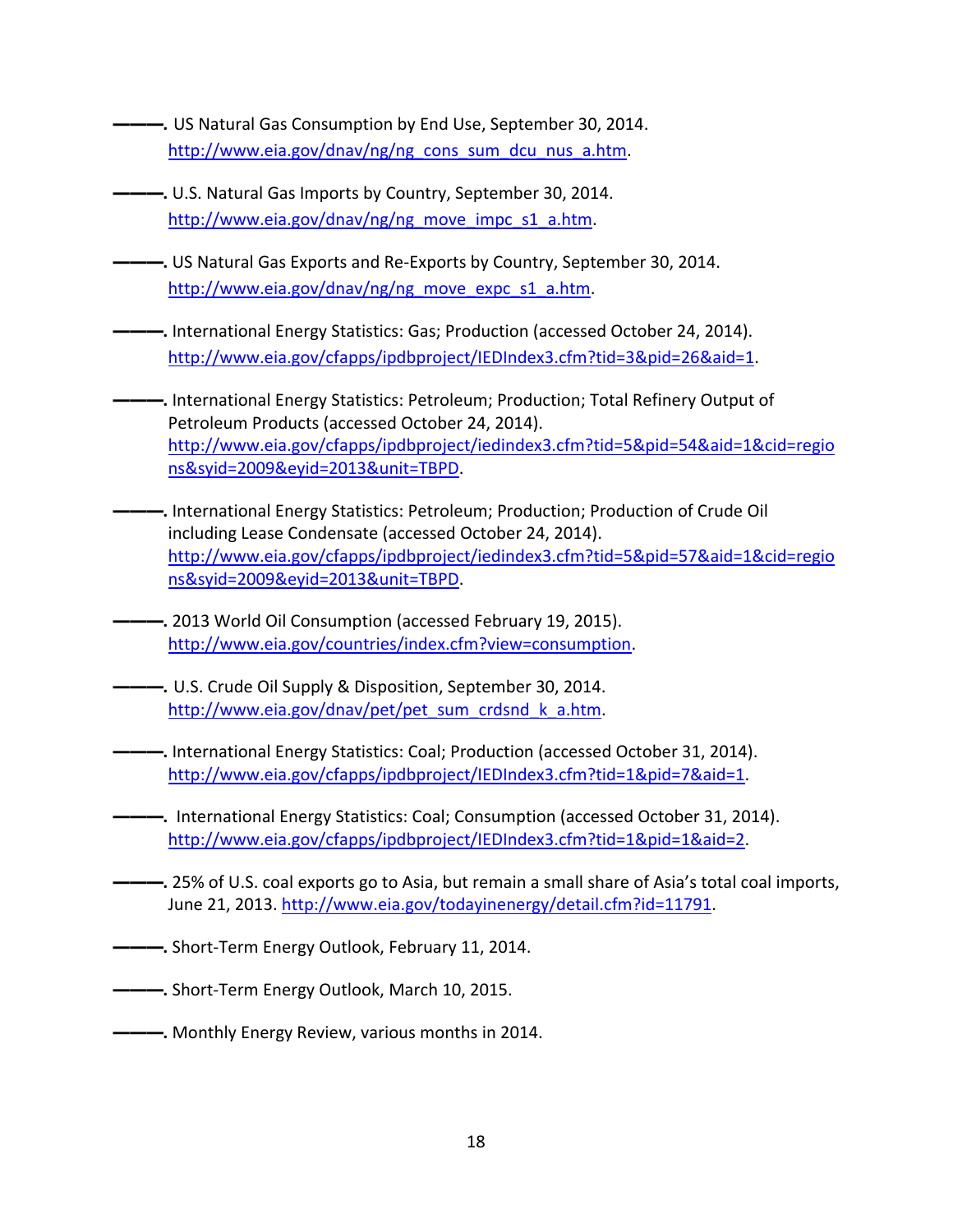———. US Natural Gas Consumption by End Use, September 30, 2014. http://www.eia.gov/dnav/ng/ng_cons_sum_dcu_nus_a.htm.

———. U.S. Natural Gas Imports by Country, September 30, 2014. http://www.eia.gov/dnav/ng/ng_move_impc_s1_a.htm.

———. US Natural Gas Exports and Re-Exports by Country, September 30, 2014. http://www.eia.gov/dnav/ng/ng_move_expc_s1_a.htm.

———. International Energy Statistics: Gas; Production (accessed October 24, 2014). http://www.eia.gov/cfapps/ipdbproject/IEDIndex3.cfm?tid=3&pid=26&aid=1.

———. International Energy Statistics: Petroleum; Production; Total Refinery Output of Petroleum Products (accessed October 24, 2014). http://www.eia.gov/cfapps/ipdbproject/iedindex3.cfm?tid=5&pid=54&aid=1&cid=regions&syid=2009&eyid=2013&unit=TBPD.

———. International Energy Statistics: Petroleum; Production; Production of Crude Oil including Lease Condensate (accessed October 24, 2014). http://www.eia.gov/cfapps/ipdbproject/iedindex3.cfm?tid=5&pid=57&aid=1&cid=regions&syid=2009&eyid=2013&unit=TBPD.

———. 2013 World Oil Consumption (accessed February 19, 2015). http://www.eia.gov/countries/index.cfm?view=consumption.

———. U.S. Crude Oil Supply & Disposition, September 30, 2014. http://www.eia.gov/dnav/pet/pet_sum_crdsnd_k_a.htm.

———. International Energy Statistics: Coal; Production (accessed October 31, 2014). http://www.eia.gov/cfapps/ipdbproject/IEDIndex3.cfm?tid=1&pid=7&aid=1.

———. International Energy Statistics: Coal; Consumption (accessed October 31, 2014). http://www.eia.gov/cfapps/ipdbproject/IEDIndex3.cfm?tid=1&pid=1&aid=2.

———. 25% of U.S. coal exports go to Asia, but remain a small share of Asia's total coal imports, June 21, 2013. http://www.eia.gov/todayinenergy/detail.cfm?id=11791.

———. Short-Term Energy Outlook, February 11, 2014.

———. Short-Term Energy Outlook, March 10, 2015.

———. Monthly Energy Review, various months in 2014.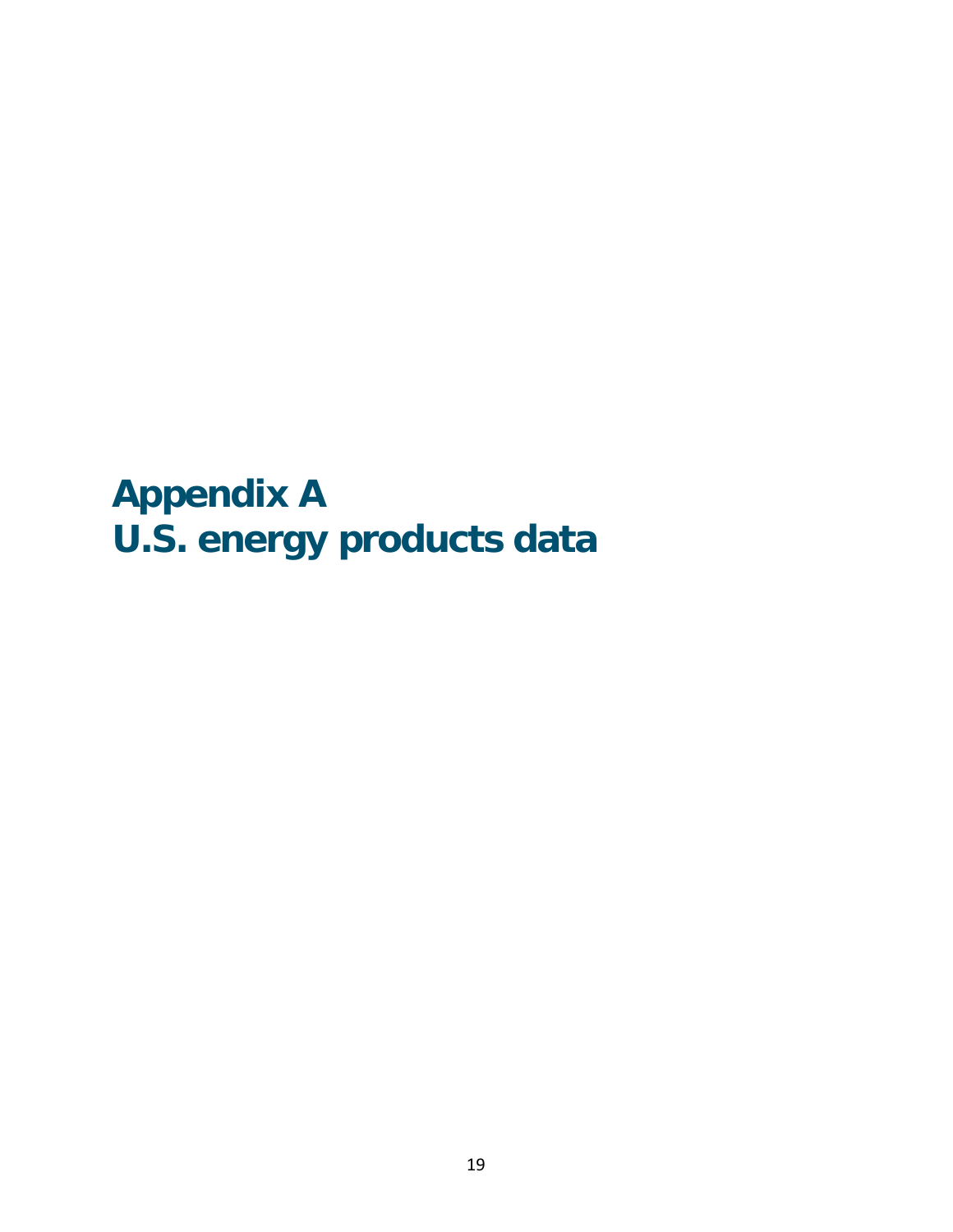# Appendix A
# U.S. energy products data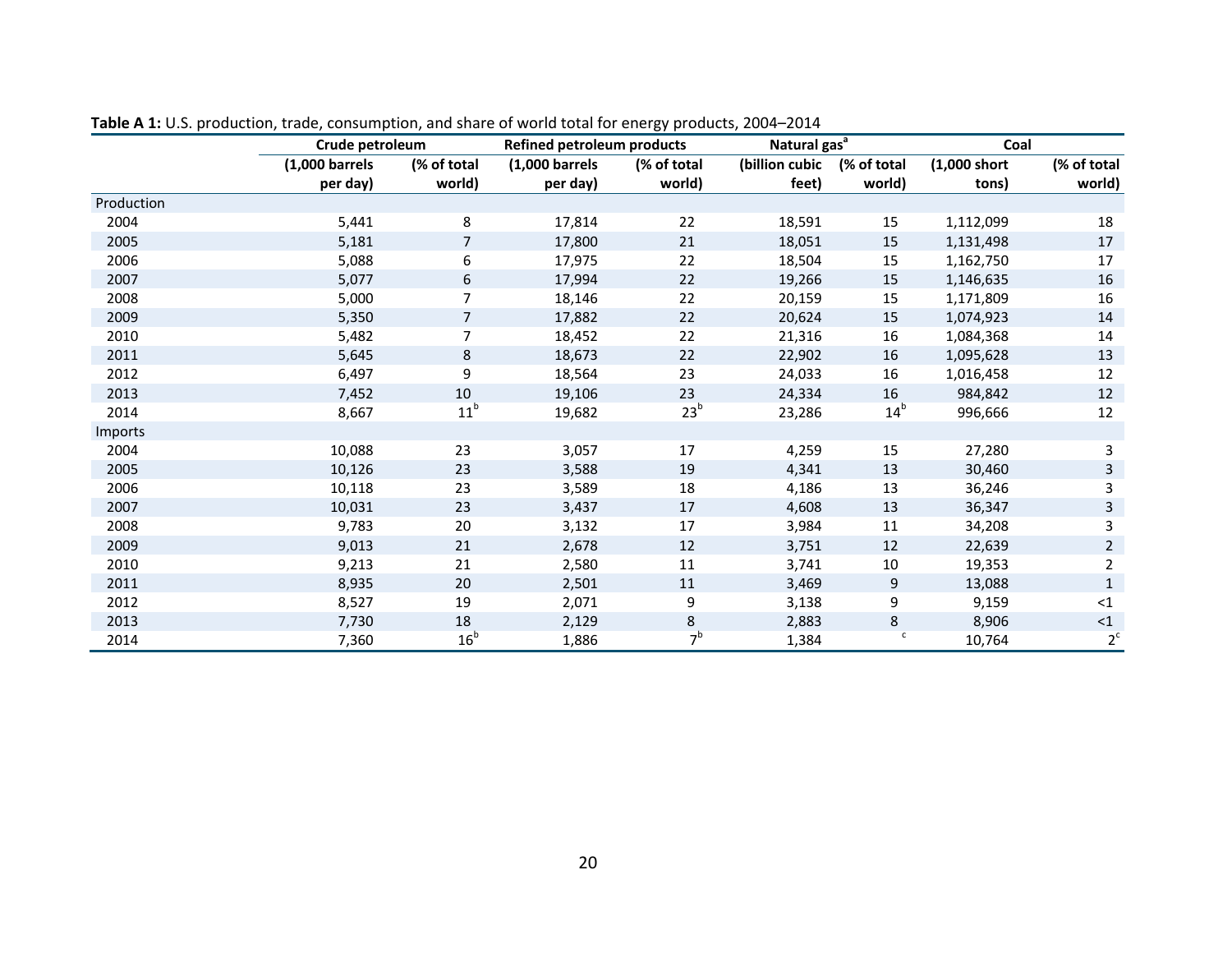**Table A 1:** U.S. production, trade, consumption, and share of world total for energy products, 2004–2014

| | Crude petroleum | | Refined petroleum products | | Natural gas[a] | | Coal | |
|---|---|---|---|---|---|---|---|---|
| | (1,000 barrels per day) | (% of total world) | (1,000 barrels per day) | (% of total world) | (billion cubic feet) | (% of total world) | (1,000 short tons) | (% of total world) |
| Production | | | | | | | | |
| 2004 | 5,441 | 8 | 17,814 | 22 | 18,591 | 15 | 1,112,099 | 18 |
| 2005 | 5,181 | 7 | 17,800 | 21 | 18,051 | 15 | 1,131,498 | 17 |
| 2006 | 5,088 | 6 | 17,975 | 22 | 18,504 | 15 | 1,162,750 | 17 |
| 2007 | 5,077 | 6 | 17,994 | 22 | 19,266 | 15 | 1,146,635 | 16 |
| 2008 | 5,000 | 7 | 18,146 | 22 | 20,159 | 15 | 1,171,809 | 16 |
| 2009 | 5,350 | 7 | 17,882 | 22 | 20,624 | 15 | 1,074,923 | 14 |
| 2010 | 5,482 | 7 | 18,452 | 22 | 21,316 | 16 | 1,084,368 | 14 |
| 2011 | 5,645 | 8 | 18,673 | 22 | 22,902 | 16 | 1,095,628 | 13 |
| 2012 | 6,497 | 9 | 18,564 | 23 | 24,033 | 16 | 1,016,458 | 12 |
| 2013 | 7,452 | 10 | 19,106 | 23 | 24,334 | 16 | 984,842 | 12 |
| 2014 | 8,667 | 11[b] | 19,682 | 23[b] | 23,286 | 14[b] | 996,666 | 12 |
| Imports | | | | | | | | |
| 2004 | 10,088 | 23 | 3,057 | 17 | 4,259 | 15 | 27,280 | 3 |
| 2005 | 10,126 | 23 | 3,588 | 19 | 4,341 | 13 | 30,460 | 3 |
| 2006 | 10,118 | 23 | 3,589 | 18 | 4,186 | 13 | 36,246 | 3 |
| 2007 | 10,031 | 23 | 3,437 | 17 | 4,608 | 13 | 36,347 | 3 |
| 2008 | 9,783 | 20 | 3,132 | 17 | 3,984 | 11 | 34,208 | 3 |
| 2009 | 9,013 | 21 | 2,678 | 12 | 3,751 | 12 | 22,639 | 2 |
| 2010 | 9,213 | 21 | 2,580 | 11 | 3,741 | 10 | 19,353 | 2 |
| 2011 | 8,935 | 20 | 2,501 | 11 | 3,469 | 9 | 13,088 | 1 |
| 2012 | 8,527 | 19 | 2,071 | 9 | 3,138 | 9 | 9,159 | <1 |
| 2013 | 7,730 | 18 | 2,129 | 8 | 2,883 | 8 | 8,906 | <1 |
| 2014 | 7,360 | 16[b] | 1,886 | 7[b] | 1,384 | [c] | 10,764 | 2[c] |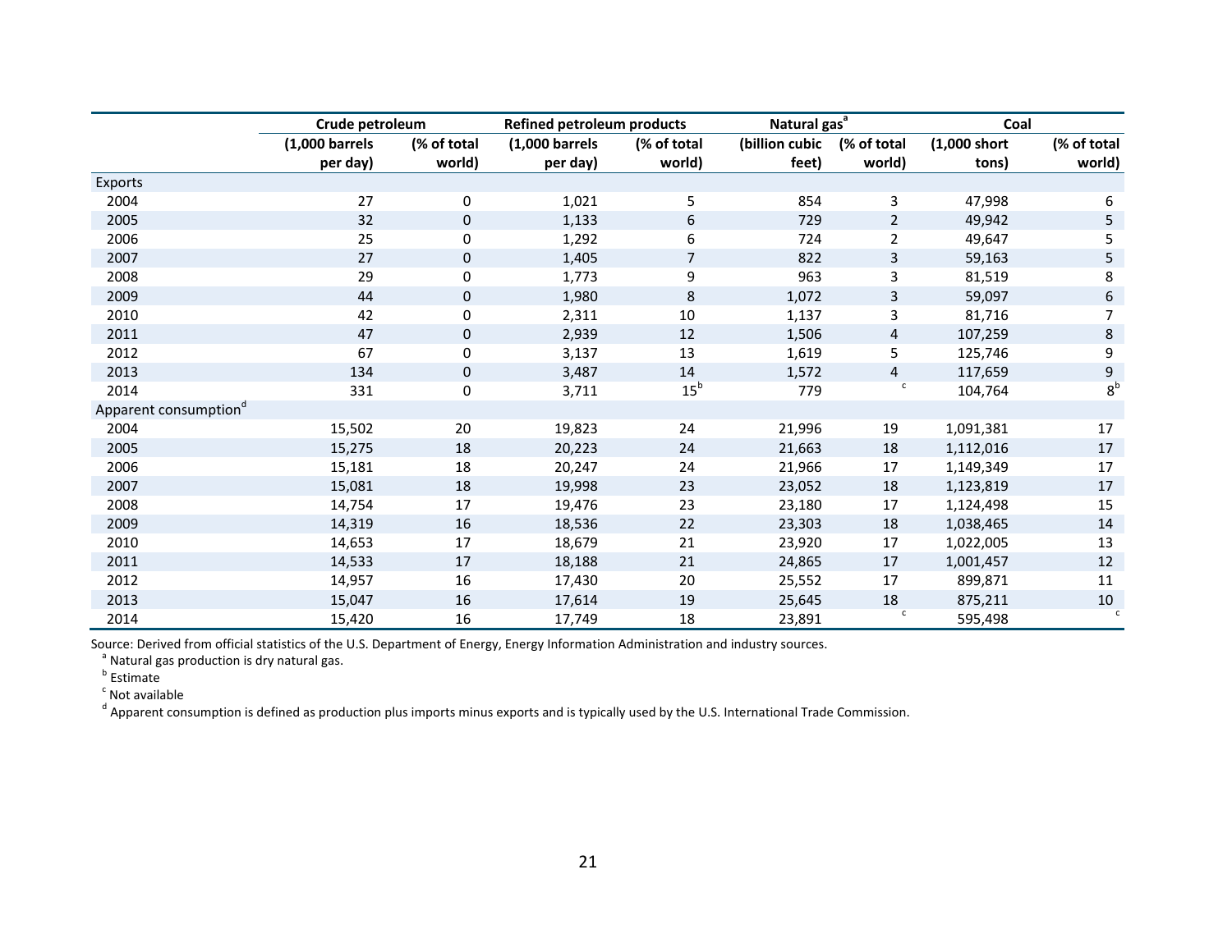| | Crude petroleum | | Refined petroleum products | | Natural gas[a] | | Coal | |
|---|---|---|---|---|---|---|---|---|
| | (1,000 barrels per day) | (% of total world) | (1,000 barrels per day) | (% of total world) | (billion cubic feet) | (% of total world) | (1,000 short tons) | (% of total world) |
| Exports | | | | | | | | |
| 2004 | 27 | 0 | 1,021 | 5 | 854 | 3 | 47,998 | 6 |
| 2005 | 32 | 0 | 1,133 | 6 | 729 | 2 | 49,942 | 5 |
| 2006 | 25 | 0 | 1,292 | 6 | 724 | 2 | 49,647 | 5 |
| 2007 | 27 | 0 | 1,405 | 7 | 822 | 3 | 59,163 | 5 |
| 2008 | 29 | 0 | 1,773 | 9 | 963 | 3 | 81,519 | 8 |
| 2009 | 44 | 0 | 1,980 | 8 | 1,072 | 3 | 59,097 | 6 |
| 2010 | 42 | 0 | 2,311 | 10 | 1,137 | 3 | 81,716 | 7 |
| 2011 | 47 | 0 | 2,939 | 12 | 1,506 | 4 | 107,259 | 8 |
| 2012 | 67 | 0 | 3,137 | 13 | 1,619 | 5 | 125,746 | 9 |
| 2013 | 134 | 0 | 3,487 | 14 | 1,572 | 4 | 117,659 | 9 |
| 2014 | 331 | 0 | 3,711 | 15[b] | 779 | [c] | 104,764 | 8[b] |
| Apparent consumption[d] | | | | | | | | |
| 2004 | 15,502 | 20 | 19,823 | 24 | 21,996 | 19 | 1,091,381 | 17 |
| 2005 | 15,275 | 18 | 20,223 | 24 | 21,663 | 18 | 1,112,016 | 17 |
| 2006 | 15,181 | 18 | 20,247 | 24 | 21,966 | 17 | 1,149,349 | 17 |
| 2007 | 15,081 | 18 | 19,998 | 23 | 23,052 | 18 | 1,123,819 | 17 |
| 2008 | 14,754 | 17 | 19,476 | 23 | 23,180 | 17 | 1,124,498 | 15 |
| 2009 | 14,319 | 16 | 18,536 | 22 | 23,303 | 18 | 1,038,465 | 14 |
| 2010 | 14,653 | 17 | 18,679 | 21 | 23,920 | 17 | 1,022,005 | 13 |
| 2011 | 14,533 | 17 | 18,188 | 21 | 24,865 | 17 | 1,001,457 | 12 |
| 2012 | 14,957 | 16 | 17,430 | 20 | 25,552 | 17 | 899,871 | 11 |
| 2013 | 15,047 | 16 | 17,614 | 19 | 25,645 | 18 | 875,211 | 10 |
| 2014 | 15,420 | 16 | 17,749 | 18 | 23,891 | [c] | 595,498 | [c] |

Source: Derived from official statistics of the U.S. Department of Energy, Energy Information Administration and industry sources.

[a] Natural gas production is dry natural gas.

[b] Estimate

[c] Not available

[d] Apparent consumption is defined as production plus imports minus exports and is typically used by the U.S. International Trade Commission.